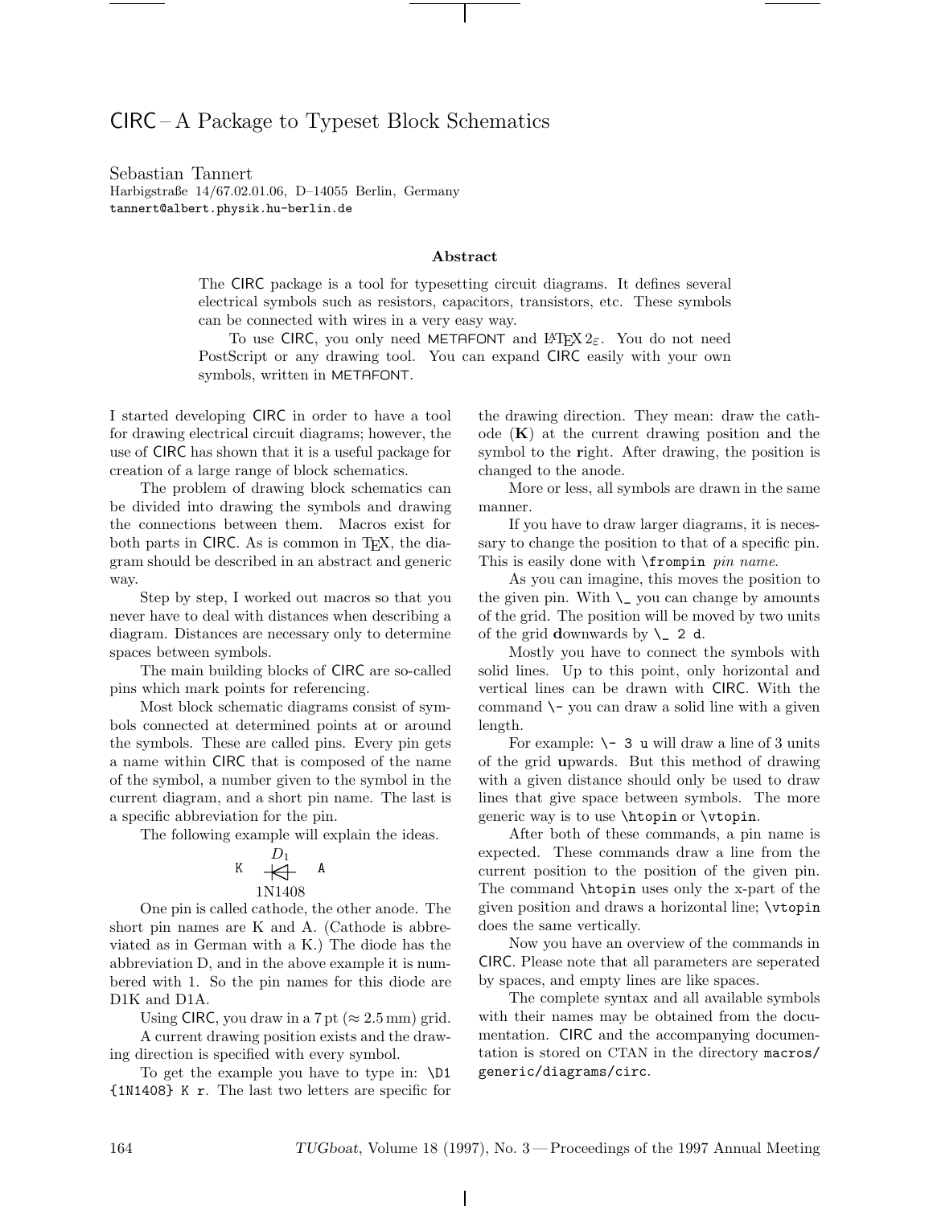# CIRC – A Package to Typeset Block Schematics

Sebastian Tannert
Harbigstraße 14/67.02.01.06, D–14055 Berlin, Germany
tannert@albert.physik.hu-berlin.de

### Abstract

The CIRC package is a tool for typesetting circuit diagrams. It defines several electrical symbols such as resistors, capacitors, transistors, etc. These symbols can be connected with wires in a very easy way.

To use CIRC, you only need METAFONT and LaTeX 2ε. You do not need PostScript or any drawing tool. You can expand CIRC easily with your own symbols, written in METAFONT.

I started developing CIRC in order to have a tool for drawing electrical circuit diagrams; however, the use of CIRC has shown that it is a useful package for creation of a large range of block schematics.

The problem of drawing block schematics can be divided into drawing the symbols and drawing the connections between them. Macros exist for both parts in CIRC. As is common in TeX, the diagram should be described in an abstract and generic way.

Step by step, I worked out macros so that you never have to deal with distances when describing a diagram. Distances are necessary only to determine spaces between symbols.

The main building blocks of CIRC are so-called pins which mark points for referencing.

Most block schematic diagrams consist of symbols connected at determined points at or around the symbols. These are called pins. Every pin gets a name within CIRC that is composed of the name of the symbol, a number given to the symbol in the current diagram, and a short pin name. The last is a specific abbreviation for the pin.

The following example will explain the ideas.

$D_1$
K —|◁— A
1N1408

One pin is called cathode, the other anode. The short pin names are K and A. (Cathode is abbreviated as in German with a K.) The diode has the abbreviation D, and in the above example it is numbered with 1. So the pin names for this diode are D1K and D1A.

Using CIRC, you draw in a 7 pt (≈ 2.5 mm) grid.

A current drawing position exists and the drawing direction is specified with every symbol.

To get the example you have to type in: `\D1 {1N1408} K r`. The last two letters are specific for the drawing direction. They mean: draw the cathode (**K**) at the current drawing position and the symbol to the **r**ight. After drawing, the position is changed to the anode.

More or less, all symbols are drawn in the same manner.

If you have to draw larger diagrams, it is necessary to change the position to that of a specific pin. This is easily done with `\frompin` *pin name*.

As you can imagine, this moves the position to the given pin. With `\_` you can change by amounts of the grid. The position will be moved by two units of the grid **d**ownwards by `\_ 2 d`.

Mostly you have to connect the symbols with solid lines. Up to this point, only horizontal and vertical lines can be drawn with CIRC. With the command `\-` you can draw a solid line with a given length.

For example: `\- 3 u` will draw a line of 3 units of the grid **u**pwards. But this method of drawing with a given distance should only be used to draw lines that give space between symbols. The more generic way is to use `\htopin` or `\vtopin`.

After both of these commands, a pin name is expected. These commands draw a line from the current position to the position of the given pin. The command `\htopin` uses only the x-part of the given position and draws a horizontal line; `\vtopin` does the same vertically.

Now you have an overview of the commands in CIRC. Please note that all parameters are seperated by spaces, and empty lines are like spaces.

The complete syntax and all available symbols with their names may be obtained from the documentation. CIRC and the accompanying documentation is stored on CTAN in the directory `macros/generic/diagrams/circ`.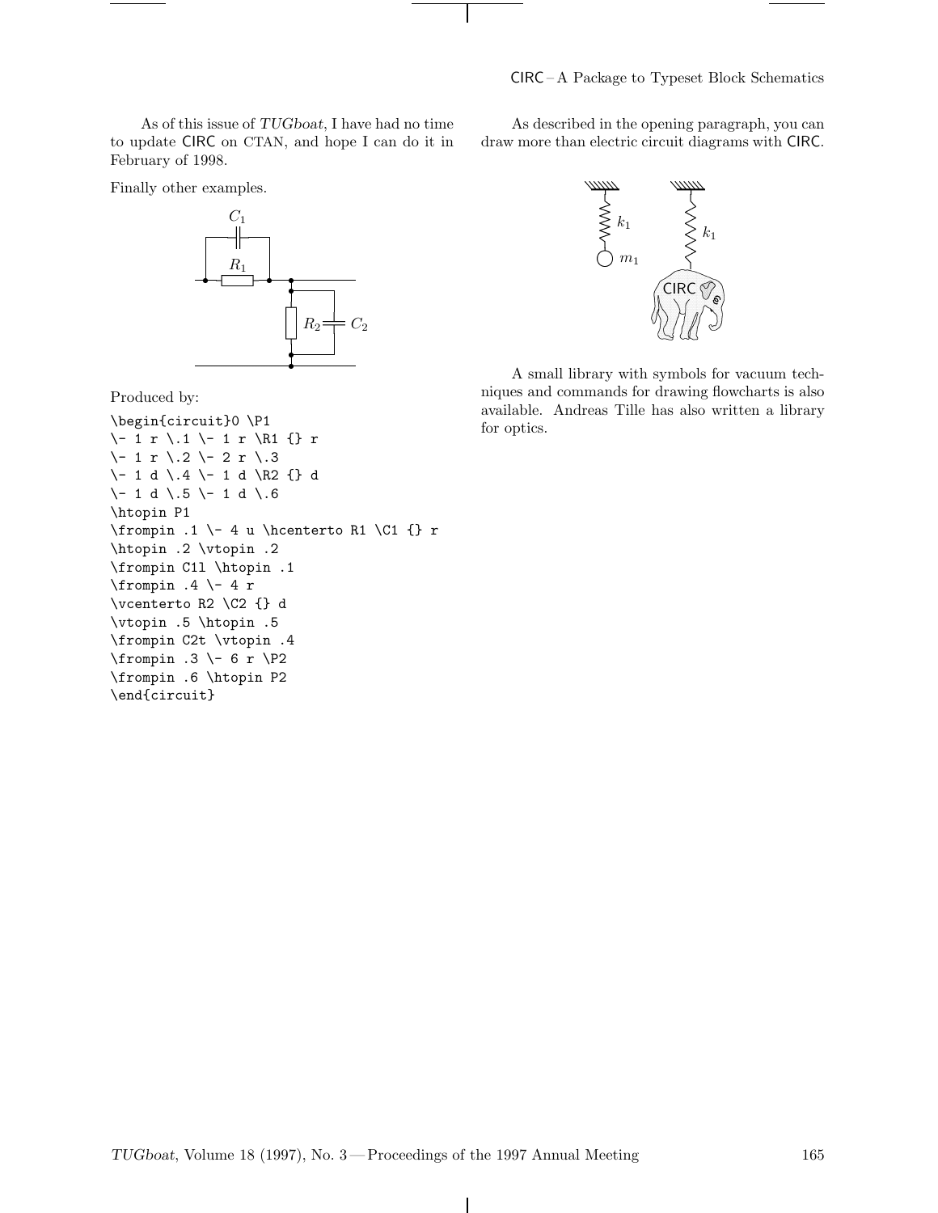As of this issue of *TUGboat*, I have had no time to update CIRC on CTAN, and hope I can do it in February of 1998.

Finally other examples.

$C_1$

$R_1$

$R_2$ $C_2$

Produced by:

```
\begin{circuit}0 \P1
\- 1 r \.1 \- 1 r \R1 {} r
\- 1 r \.2 \- 2 r \.3
\- 1 d \.4 \- 1 d \R2 {} d
\- 1 d \.5 \- 1 d \.6
\htopin P1
\frompin .1 \- 4 u \hcenterto R1 \C1 {} r
\htopin .2 \vtopin .2
\frompin C1l \htopin .1
\frompin .4 \- 4 r
\vcenterto R2 \C2 {} d
\vtopin .5 \htopin .5
\frompin C2t \vtopin .4
\frompin .3 \- 6 r \P2
\frompin .6 \htopin P2
\end{circuit}
```

As described in the opening paragraph, you can draw more than electric circuit diagrams with CIRC.

$k_1$ $k_1$

$m_1$

CIRC

A small library with symbols for vacuum techniques and commands for drawing flowcharts is also available. Andreas Tille has also written a library for optics.